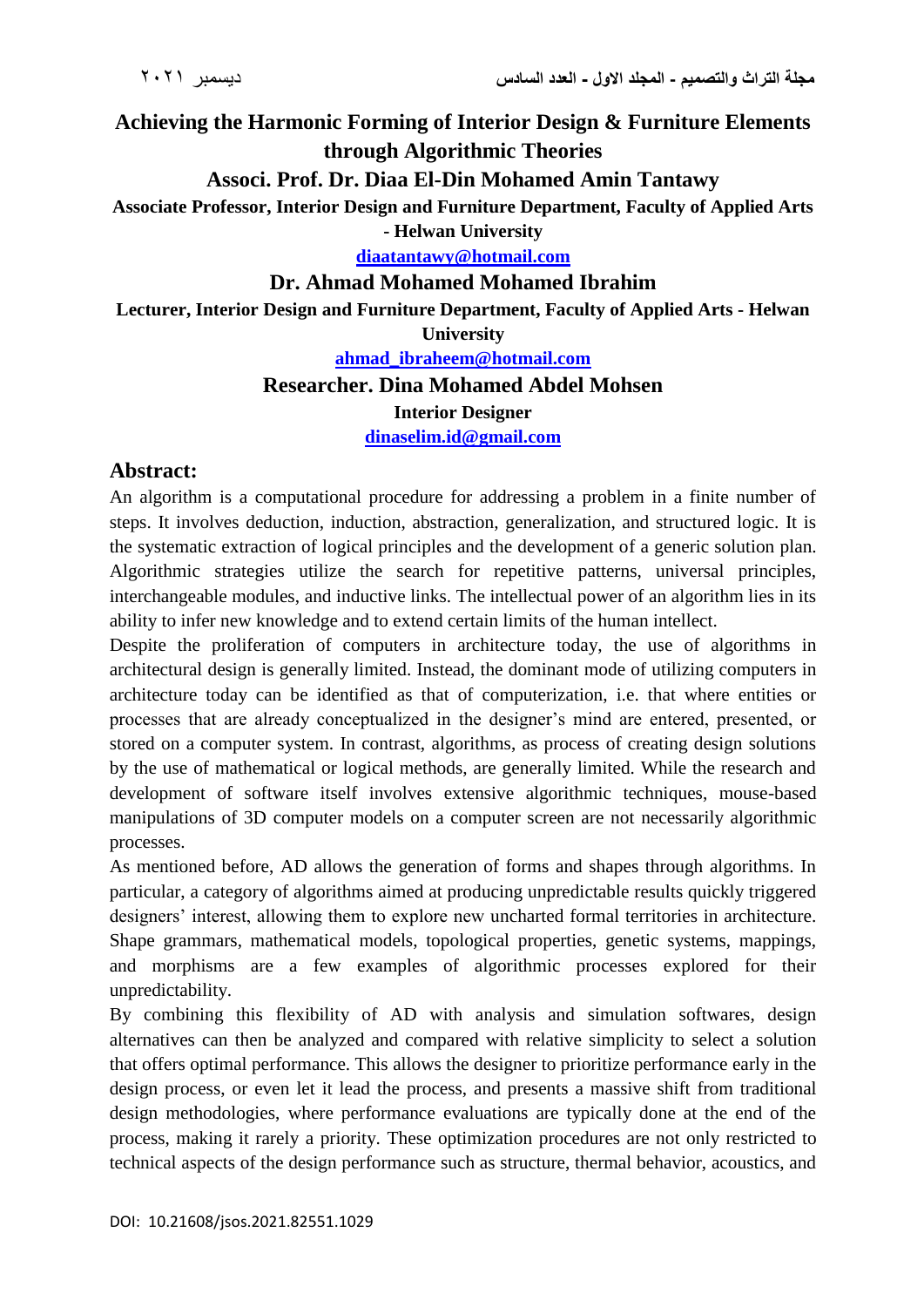# Achieving the Harmonic Forming of Interior Design & Furniture Elements through Algorithmic Theories

**Associ. Prof. Dr. Diaa El-Din Mohamed Amin Tantawy**

**Associate Professor, Interior Design and Furniture Department, Faculty of Applied Arts - Helwan University**

**diaatantawy@hotmail.com**

**Dr. Ahmad Mohamed Mohamed Ibrahim**

**Lecturer, Interior Design and Furniture Department, Faculty of Applied Arts - Helwan University**

**ahmad_ibraheem@hotmail.com**

**Researcher. Dina Mohamed Abdel Mohsen**

**Interior Designer**

**dinaselim.id@gmail.com**

## Abstract:

An algorithm is a computational procedure for addressing a problem in a finite number of steps. It involves deduction, induction, abstraction, generalization, and structured logic. It is the systematic extraction of logical principles and the development of a generic solution plan. Algorithmic strategies utilize the search for repetitive patterns, universal principles, interchangeable modules, and inductive links. The intellectual power of an algorithm lies in its ability to infer new knowledge and to extend certain limits of the human intellect.

Despite the proliferation of computers in architecture today, the use of algorithms in architectural design is generally limited. Instead, the dominant mode of utilizing computers in architecture today can be identified as that of computerization, i.e. that where entities or processes that are already conceptualized in the designer's mind are entered, presented, or stored on a computer system. In contrast, algorithms, as process of creating design solutions by the use of mathematical or logical methods, are generally limited. While the research and development of software itself involves extensive algorithmic techniques, mouse-based manipulations of 3D computer models on a computer screen are not necessarily algorithmic processes.

As mentioned before, AD allows the generation of forms and shapes through algorithms. In particular, a category of algorithms aimed at producing unpredictable results quickly triggered designers' interest, allowing them to explore new uncharted formal territories in architecture. Shape grammars, mathematical models, topological properties, genetic systems, mappings, and morphisms are a few examples of algorithmic processes explored for their unpredictability.

By combining this flexibility of AD with analysis and simulation softwares, design alternatives can then be analyzed and compared with relative simplicity to select a solution that offers optimal performance. This allows the designer to prioritize performance early in the design process, or even let it lead the process, and presents a massive shift from traditional design methodologies, where performance evaluations are typically done at the end of the process, making it rarely a priority. These optimization procedures are not only restricted to technical aspects of the design performance such as structure, thermal behavior, acoustics, and

DOI: 10.21608/jsos.2021.82551.1029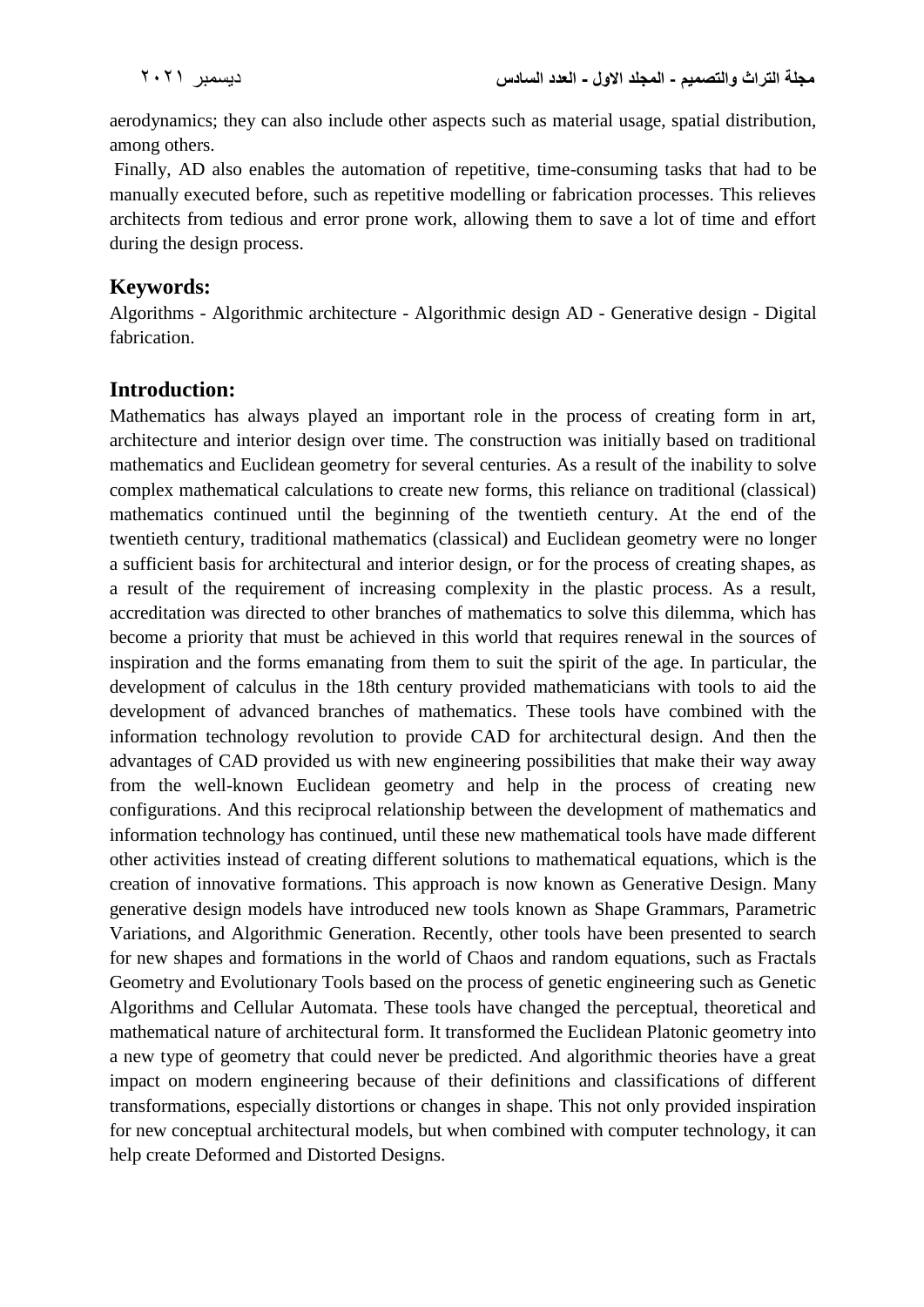aerodynamics; they can also include other aspects such as material usage, spatial distribution, among others.

Finally, AD also enables the automation of repetitive, time-consuming tasks that had to be manually executed before, such as repetitive modelling or fabrication processes. This relieves architects from tedious and error prone work, allowing them to save a lot of time and effort during the design process.

## Keywords:

Algorithms - Algorithmic architecture - Algorithmic design AD - Generative design - Digital fabrication.

## Introduction:

Mathematics has always played an important role in the process of creating form in art, architecture and interior design over time. The construction was initially based on traditional mathematics and Euclidean geometry for several centuries. As a result of the inability to solve complex mathematical calculations to create new forms, this reliance on traditional (classical) mathematics continued until the beginning of the twentieth century. At the end of the twentieth century, traditional mathematics (classical) and Euclidean geometry were no longer a sufficient basis for architectural and interior design, or for the process of creating shapes, as a result of the requirement of increasing complexity in the plastic process. As a result, accreditation was directed to other branches of mathematics to solve this dilemma, which has become a priority that must be achieved in this world that requires renewal in the sources of inspiration and the forms emanating from them to suit the spirit of the age. In particular, the development of calculus in the 18th century provided mathematicians with tools to aid the development of advanced branches of mathematics. These tools have combined with the information technology revolution to provide CAD for architectural design. And then the advantages of CAD provided us with new engineering possibilities that make their way away from the well-known Euclidean geometry and help in the process of creating new configurations. And this reciprocal relationship between the development of mathematics and information technology has continued, until these new mathematical tools have made different other activities instead of creating different solutions to mathematical equations, which is the creation of innovative formations. This approach is now known as Generative Design. Many generative design models have introduced new tools known as Shape Grammars, Parametric Variations, and Algorithmic Generation. Recently, other tools have been presented to search for new shapes and formations in the world of Chaos and random equations, such as Fractals Geometry and Evolutionary Tools based on the process of genetic engineering such as Genetic Algorithms and Cellular Automata. These tools have changed the perceptual, theoretical and mathematical nature of architectural form. It transformed the Euclidean Platonic geometry into a new type of geometry that could never be predicted. And algorithmic theories have a great impact on modern engineering because of their definitions and classifications of different transformations, especially distortions or changes in shape. This not only provided inspiration for new conceptual architectural models, but when combined with computer technology, it can help create Deformed and Distorted Designs.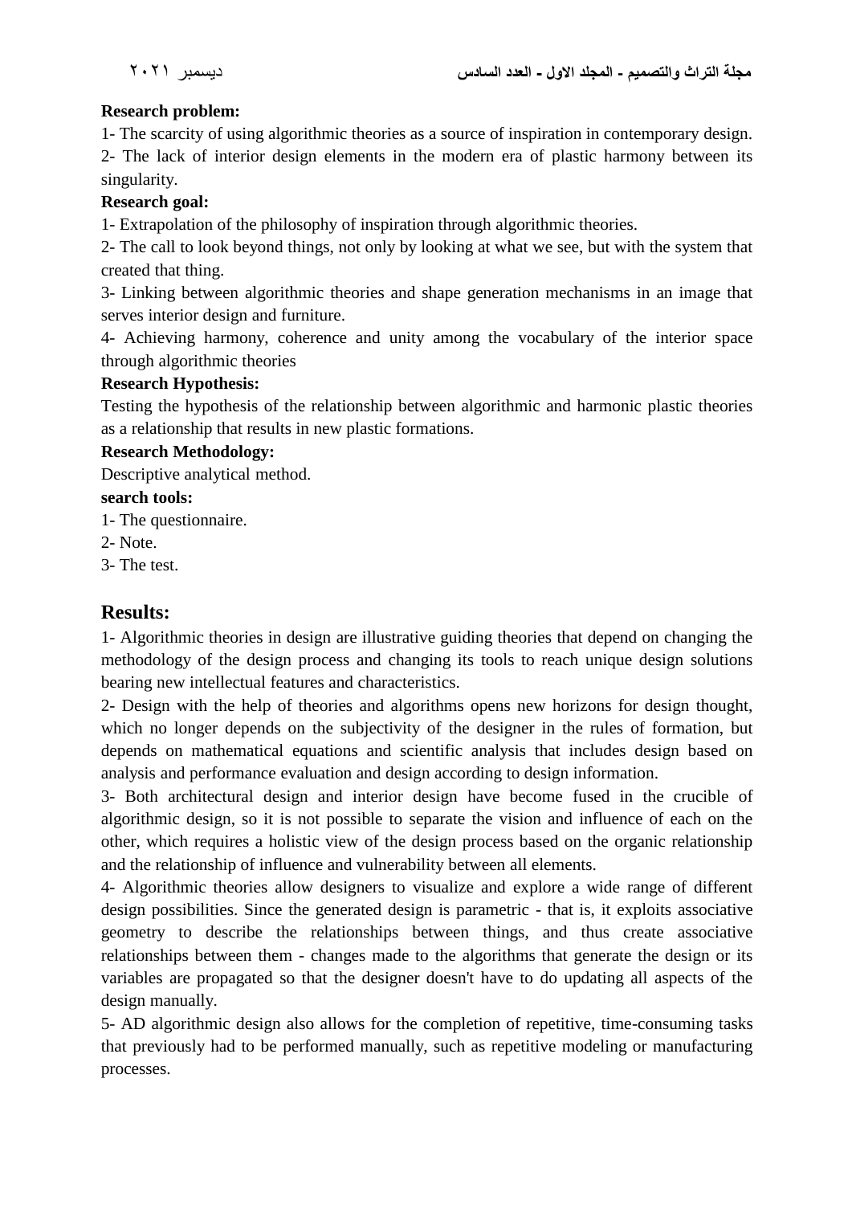**Research problem:**

1- The scarcity of using algorithmic theories as a source of inspiration in contemporary design.

2- The lack of interior design elements in the modern era of plastic harmony between its singularity.

**Research goal:**

1- Extrapolation of the philosophy of inspiration through algorithmic theories.

2- The call to look beyond things, not only by looking at what we see, but with the system that created that thing.

3- Linking between algorithmic theories and shape generation mechanisms in an image that serves interior design and furniture.

4- Achieving harmony, coherence and unity among the vocabulary of the interior space through algorithmic theories

**Research Hypothesis:**

Testing the hypothesis of the relationship between algorithmic and harmonic plastic theories as a relationship that results in new plastic formations.

**Research Methodology:**

Descriptive analytical method.

**search tools:**

1- The questionnaire.

2- Note.

3- The test.

## Results:

1- Algorithmic theories in design are illustrative guiding theories that depend on changing the methodology of the design process and changing its tools to reach unique design solutions bearing new intellectual features and characteristics.

2- Design with the help of theories and algorithms opens new horizons for design thought, which no longer depends on the subjectivity of the designer in the rules of formation, but depends on mathematical equations and scientific analysis that includes design based on analysis and performance evaluation and design according to design information.

3- Both architectural design and interior design have become fused in the crucible of algorithmic design, so it is not possible to separate the vision and influence of each on the other, which requires a holistic view of the design process based on the organic relationship and the relationship of influence and vulnerability between all elements.

4- Algorithmic theories allow designers to visualize and explore a wide range of different design possibilities. Since the generated design is parametric - that is, it exploits associative geometry to describe the relationships between things, and thus create associative relationships between them - changes made to the algorithms that generate the design or its variables are propagated so that the designer doesn't have to do updating all aspects of the design manually.

5- AD algorithmic design also allows for the completion of repetitive, time-consuming tasks that previously had to be performed manually, such as repetitive modeling or manufacturing processes.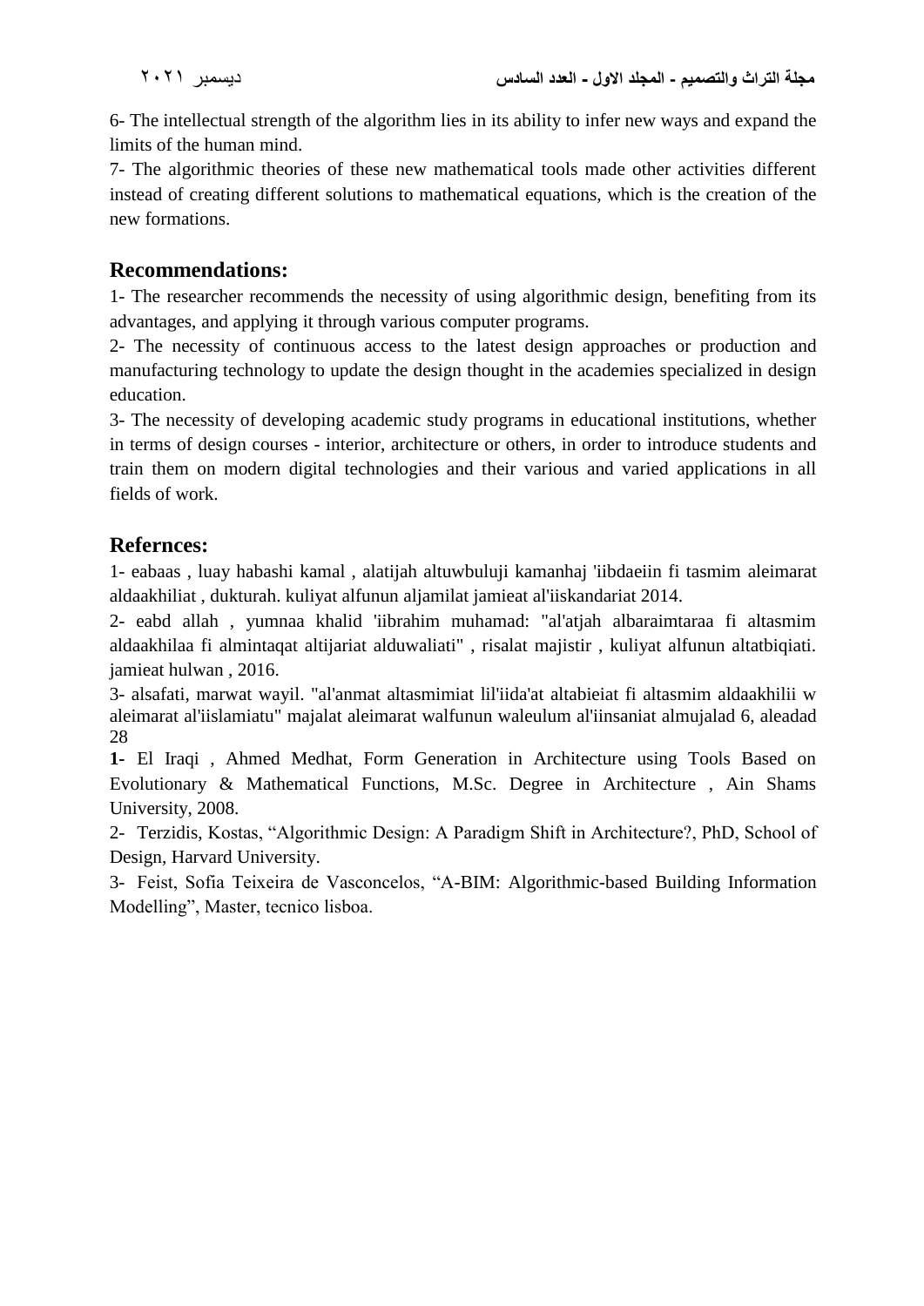6- The intellectual strength of the algorithm lies in its ability to infer new ways and expand the limits of the human mind.

7- The algorithmic theories of these new mathematical tools made other activities different instead of creating different solutions to mathematical equations, which is the creation of the new formations.

## Recommendations:

1- The researcher recommends the necessity of using algorithmic design, benefiting from its advantages, and applying it through various computer programs.

2- The necessity of continuous access to the latest design approaches or production and manufacturing technology to update the design thought in the academies specialized in design education.

3- The necessity of developing academic study programs in educational institutions, whether in terms of design courses - interior, architecture or others, in order to introduce students and train them on modern digital technologies and their various and varied applications in all fields of work.

## Refernces:

1- eabaas , luay habashi kamal , alatijah altuwbuluji kamanhaj 'iibdaeiin fi tasmim aleimarat aldaakhiliat , dukturah. kuliyat alfunun aljamilat jamieat al'iiskandariat 2014.

2- eabd allah , yumnaa khalid 'iibrahim muhamad: "al'atjah albaraimtaraa fi altasmim aldaakhilaa fi almintaqat altijariat alduwaliati" , risalat majistir , kuliyat alfunun altatbiqiati. jamieat hulwan , 2016.

3- alsafati, marwat wayil. "al'anmat altasmimiat lil'iida'at altabieiat fi altasmim aldaakhilii w aleimarat al'iislamiatu" majalat aleimarat walfunun waleulum al'iinsaniat almujalad 6, aleadad 28

**1-** El Iraqi , Ahmed Medhat, Form Generation in Architecture using Tools Based on Evolutionary & Mathematical Functions, M.Sc. Degree in Architecture , Ain Shams University, 2008.

2- Terzidis, Kostas, “Algorithmic Design: A Paradigm Shift in Architecture?, PhD, School of Design, Harvard University.

3- Feist, Sofia Teixeira de Vasconcelos, “A-BIM: Algorithmic-based Building Information Modelling”, Master, tecnico lisboa.